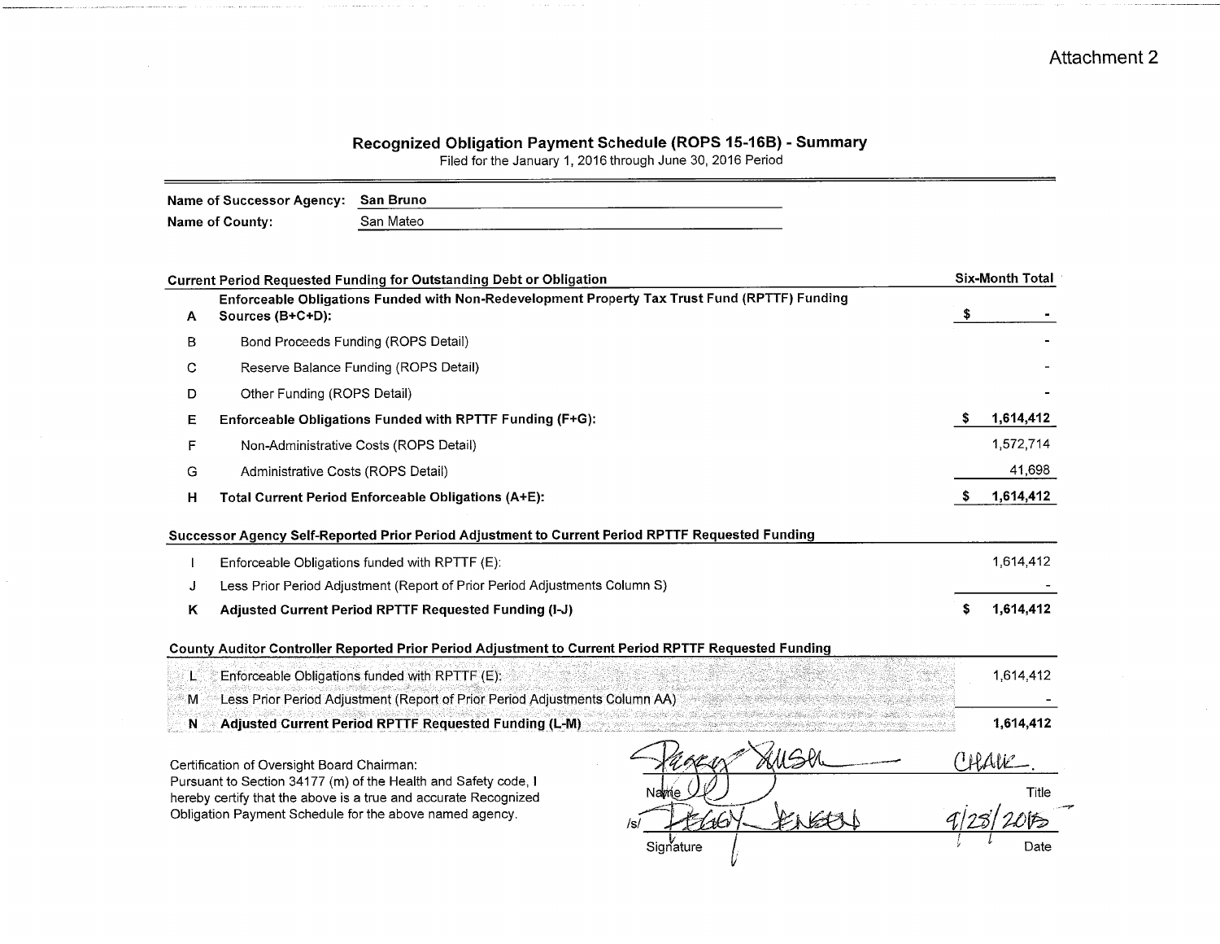Attachment 2

## Recognized Obligation Payment Schedule (ROPS 15-16B) - Summary

Filed for the January 1, 2016 through June 30, 2016 Period

**Name of Successor Agency:** San Bruno

**Name of County:** San Mateo

| | Current Period Requested Funding for Outstanding Debt or Obligation | Six-Month Total |
|---|---|---|
| A | **Enforceable Obligations Funded with Non-Redevelopment Property Tax Trust Fund (RPTTF) Funding Sources (B+C+D):** | $ - |
| B | Bond Proceeds Funding (ROPS Detail) | - |
| C | Reserve Balance Funding (ROPS Detail) | - |
| D | Other Funding (ROPS Detail) | - |
| E | **Enforceable Obligations Funded with RPTTF Funding (F+G):** | **$ 1,614,412** |
| F | Non-Administrative Costs (ROPS Detail) | 1,572,714 |
| G | Administrative Costs (ROPS Detail) | 41,698 |
| H | **Total Current Period Enforceable Obligations (A+E):** | **$ 1,614,412** |

| | Successor Agency Self-Reported Prior Period Adjustment to Current Period RPTTF Requested Funding | |
|---|---|---|
| I | Enforceable Obligations funded with RPTTF (E): | 1,614,412 |
| J | Less Prior Period Adjustment (Report of Prior Period Adjustments Column S) | - |
| K | **Adjusted Current Period RPTTF Requested Funding (I-J)** | **$ 1,614,412** |

| | County Auditor Controller Reported Prior Period Adjustment to Current Period RPTTF Requested Funding | |
|---|---|---|
| L | Enforceable Obligations funded with RPTTF (E): | 1,614,412 |
| M | Less Prior Period Adjustment (Report of Prior Period Adjustments Column AA) | - |
| N | **Adjusted Current Period RPTTF Requested Funding (L-M)** | **1,614,412** |

Certification of Oversight Board Chairman:
Pursuant to Section 34177 (m) of the Health and Safety code, I hereby certify that the above is a true and accurate Recognized Obligation Payment Schedule for the above named agency.

| | |
|---|---|
| Peggy Jensen | Chair. |
| Name | Title |
| /s/ Peggy Jensen | 9/28/2015 |
| Signature | Date |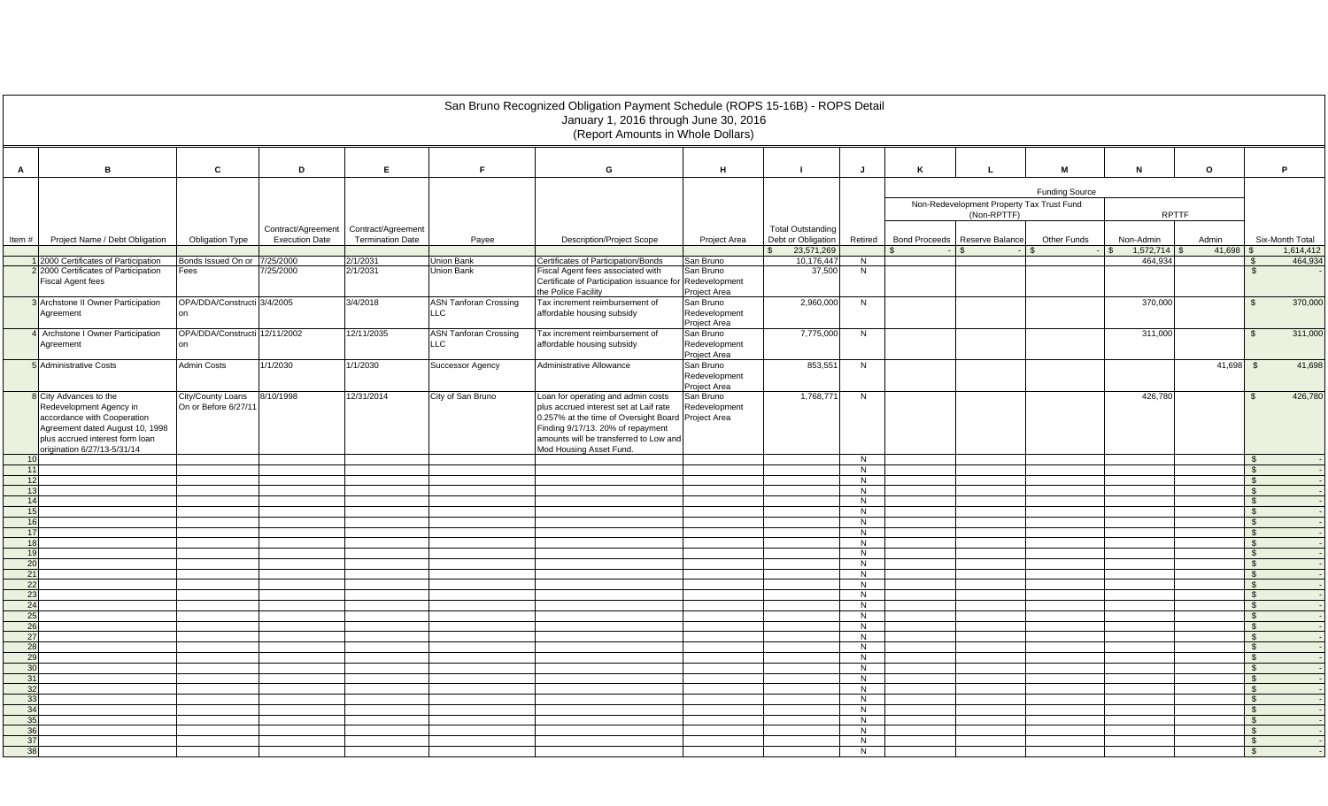# San Bruno Recognized Obligation Payment Schedule (ROPS 15-16B) - ROPS Detail

January 1, 2016 through June 30, 2016

(Report Amounts in Whole Dollars)

| A | B | C | D | E | F | G | H | I | J | K | L | M | N | O | P |
|---|---|---|---|---|---|---|---|---|---|---|---|---|---|---|---|
| | | | | | | | | | | Funding Source | | | | | |
| | | | | | | | | | | Non-Redevelopment Property Tax Trust Fund (Non-RPTTF) | | | RPTTF | | |
| Item # | Project Name / Debt Obligation | Obligation Type | Contract/Agreement Execution Date | Contract/Agreement Termination Date | Payee | Description/Project Scope | Project Area | Total Outstanding Debt or Obligation | Retired | Bond Proceeds | Reserve Balance | Other Funds | Non-Admin | Admin | Six-Month Total |
| | | | | | | | | $ 23,571,269 | | $ - | $ - | $ - | $ 1,572,714 | $ 41,698 | $ 1,614,412 |
| 1 | 2000 Certificates of Participation | Bonds Issued On or Before 12/31/10 | 7/25/2000 | 2/1/2031 | Union Bank | Certificates of Participation/Bonds | San Bruno | 10,176,447 | N | | | | 464,934 | | $ 464,934 |
| 2 | 2000 Certificates of Participation Fiscal Agent fees | Fees | 7/25/2000 | 2/1/2031 | Union Bank | Fiscal Agent fees associated with Certificate of Participation issuance for the Police Facility | San Bruno Redevelopment Project Area | 37,500 | N | | | | | | $ - |
| 3 | Archstone II Owner Participation Agreement | OPA/DDA/Construction | 3/4/2005 | 3/4/2018 | ASN Tanforan Crossing LLC | Tax increment reimbursement of affordable housing subsidy | San Bruno Redevelopment Project Area | 2,960,000 | N | | | | 370,000 | | $ 370,000 |
| 4 | Archstone I Owner Participation Agreement | OPA/DDA/Construction | 12/11/2002 | 12/11/2035 | ASN Tanforan Crossing LLC | Tax increment reimbursement of affordable housing subsidy | San Bruno Redevelopment Project Area | 7,775,000 | N | | | | 311,000 | | $ 311,000 |
| 5 | Administrative Costs | Admin Costs | 1/1/2030 | 1/1/2030 | Successor Agency | Administrative Allowance | San Bruno Redevelopment Project Area | 853,551 | N | | | | | 41,698 | $ 41,698 |
| 8 | City Advances to the Redevelopment Agency in accordance with Cooperation Agreement dated August 10, 1998 plus accrued interest form loan origination 6/27/13-5/31/14 | City/County Loans On or Before 6/27/11 | 8/10/1998 | 12/31/2014 | City of San Bruno | Loan for operating and admin costs plus accrued interest set at Laif rate 0.257% at the time of Oversight Board Finding 9/17/13. 20% of repayment amounts will be transferred to Low and Mod Housing Asset Fund. | San Bruno Redevelopment Project Area | 1,768,771 | N | | | | 426,780 | | $ 426,780 |
| 10 | | | | | | | | | N | | | | | | $ - |
| 11 | | | | | | | | | N | | | | | | $ - |
| 12 | | | | | | | | | N | | | | | | $ - |
| 13 | | | | | | | | | N | | | | | | $ - |
| 14 | | | | | | | | | N | | | | | | $ - |
| 15 | | | | | | | | | N | | | | | | $ - |
| 16 | | | | | | | | | N | | | | | | $ - |
| 17 | | | | | | | | | N | | | | | | $ - |
| 18 | | | | | | | | | N | | | | | | $ - |
| 19 | | | | | | | | | N | | | | | | $ - |
| 20 | | | | | | | | | N | | | | | | $ - |
| 21 | | | | | | | | | N | | | | | | $ - |
| 22 | | | | | | | | | N | | | | | | $ - |
| 23 | | | | | | | | | N | | | | | | $ - |
| 24 | | | | | | | | | N | | | | | | $ - |
| 25 | | | | | | | | | N | | | | | | $ - |
| 26 | | | | | | | | | N | | | | | | $ - |
| 27 | | | | | | | | | N | | | | | | $ - |
| 28 | | | | | | | | | N | | | | | | $ - |
| 29 | | | | | | | | | N | | | | | | $ - |
| 30 | | | | | | | | | N | | | | | | $ - |
| 31 | | | | | | | | | N | | | | | | $ - |
| 32 | | | | | | | | | N | | | | | | $ - |
| 33 | | | | | | | | | N | | | | | | $ - |
| 34 | | | | | | | | | N | | | | | | $ - |
| 35 | | | | | | | | | N | | | | | | $ - |
| 36 | | | | | | | | | N | | | | | | $ - |
| 37 | | | | | | | | | N | | | | | | $ - |
| 38 | | | | | | | | | N | | | | | | $ - |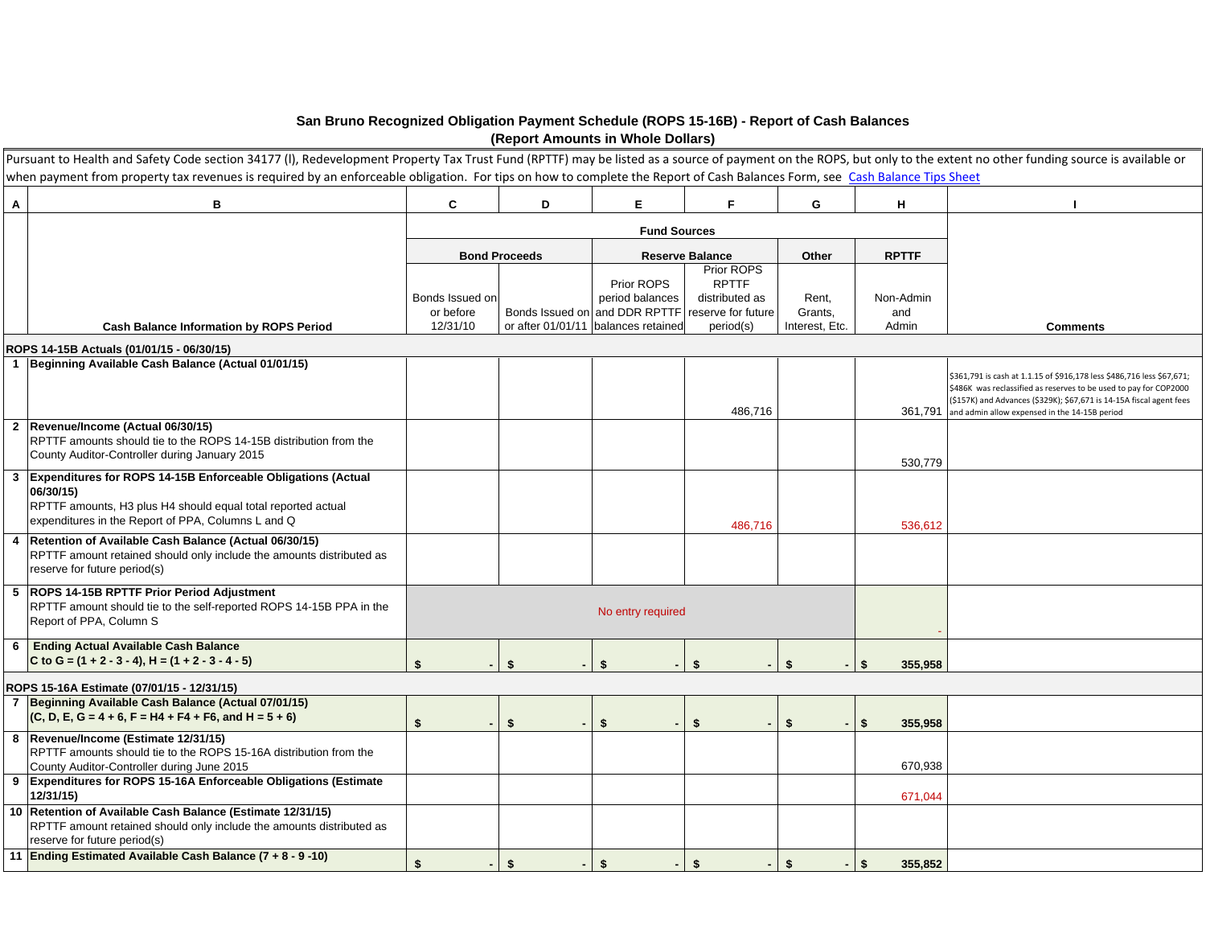## San Bruno Recognized Obligation Payment Schedule (ROPS 15-16B) - Report of Cash Balances
### (Report Amounts in Whole Dollars)

Pursuant to Health and Safety Code section 34177 (l), Redevelopment Property Tax Trust Fund (RPTTF) may be listed as a source of payment on the ROPS, but only to the extent no other funding source is available or when payment from property tax revenues is required by an enforceable obligation. For tips on how to complete the Report of Cash Balances Form, see Cash Balance Tips Sheet

| A | B | C | D | E | F | G | H | I |
|---|---|---|---|---|---|---|---|---|
| | | Fund Sources | | | | | | |
| | | Bond Proceeds | | Reserve Balance | | Other | RPTTF | |
| | Cash Balance Information by ROPS Period | Bonds Issued on or before 12/31/10 | Bonds Issued on or after 01/01/11 | Prior ROPS period balances and DDR RPTTF balances retained | Prior ROPS RPTTF distributed as reserve for future period(s) | Rent, Grants, Interest, Etc. | Non-Admin and Admin | Comments |
| **ROPS 14-15B Actuals (01/01/15 - 06/30/15)** | | | | | | | | |
| 1 | **Beginning Available Cash Balance (Actual 01/01/15)** | | | | 486,716 | | 361,791 | $361,791 is cash at 1.1.15 of $916,178 less $486,716 less $67,671; $486K was reclassified as reserves to be used to pay for COP2000 ($157K) and Advances ($329K); $67,671 is 14-15A fiscal agent fees and admin allow expensed in the 14-15B period |
| 2 | **Revenue/Income (Actual 06/30/15)** RPTTF amounts should tie to the ROPS 14-15B distribution from the County Auditor-Controller during January 2015 | | | | | | 530,779 | |
| 3 | **Expenditures for ROPS 14-15B Enforceable Obligations (Actual 06/30/15)** RPTTF amounts, H3 plus H4 should equal total reported actual expenditures in the Report of PPA, Columns L and Q | | | | 486,716 | | 536,612 | |
| 4 | **Retention of Available Cash Balance (Actual 06/30/15)** RPTTF amount retained should only include the amounts distributed as reserve for future period(s) | | | | | | | |
| 5 | **ROPS 14-15B RPTTF Prior Period Adjustment** RPTTF amount should tie to the self-reported ROPS 14-15B PPA in the Report of PPA, Column S | No entry required | | | | | - | |
| 6 | **Ending Actual Available Cash Balance** **C to G = (1 + 2 - 3 - 4), H = (1 + 2 - 3 - 4 - 5)** | $ - | $ - | $ - | $ - | $ - | $ 355,958 | |
| **ROPS 15-16A Estimate (07/01/15 - 12/31/15)** | | | | | | | | |
| 7 | **Beginning Available Cash Balance (Actual 07/01/15)** **(C, D, E, G = 4 + 6, F = H4 + F4 + F6, and H = 5 + 6)** | $ - | $ - | $ - | $ - | $ - | $ 355,958 | |
| 8 | **Revenue/Income (Estimate 12/31/15)** RPTTF amounts should tie to the ROPS 15-16A distribution from the County Auditor-Controller during June 2015 | | | | | | 670,938 | |
| 9 | **Expenditures for ROPS 15-16A Enforceable Obligations (Estimate 12/31/15)** | | | | | | 671,044 | |
| 10 | **Retention of Available Cash Balance (Estimate 12/31/15)** RPTTF amount retained should only include the amounts distributed as reserve for future period(s) | | | | | | | |
| 11 | **Ending Estimated Available Cash Balance (7 + 8 - 9 -10)** | $ - | $ - | $ - | $ - | $ - | $ 355,852 | |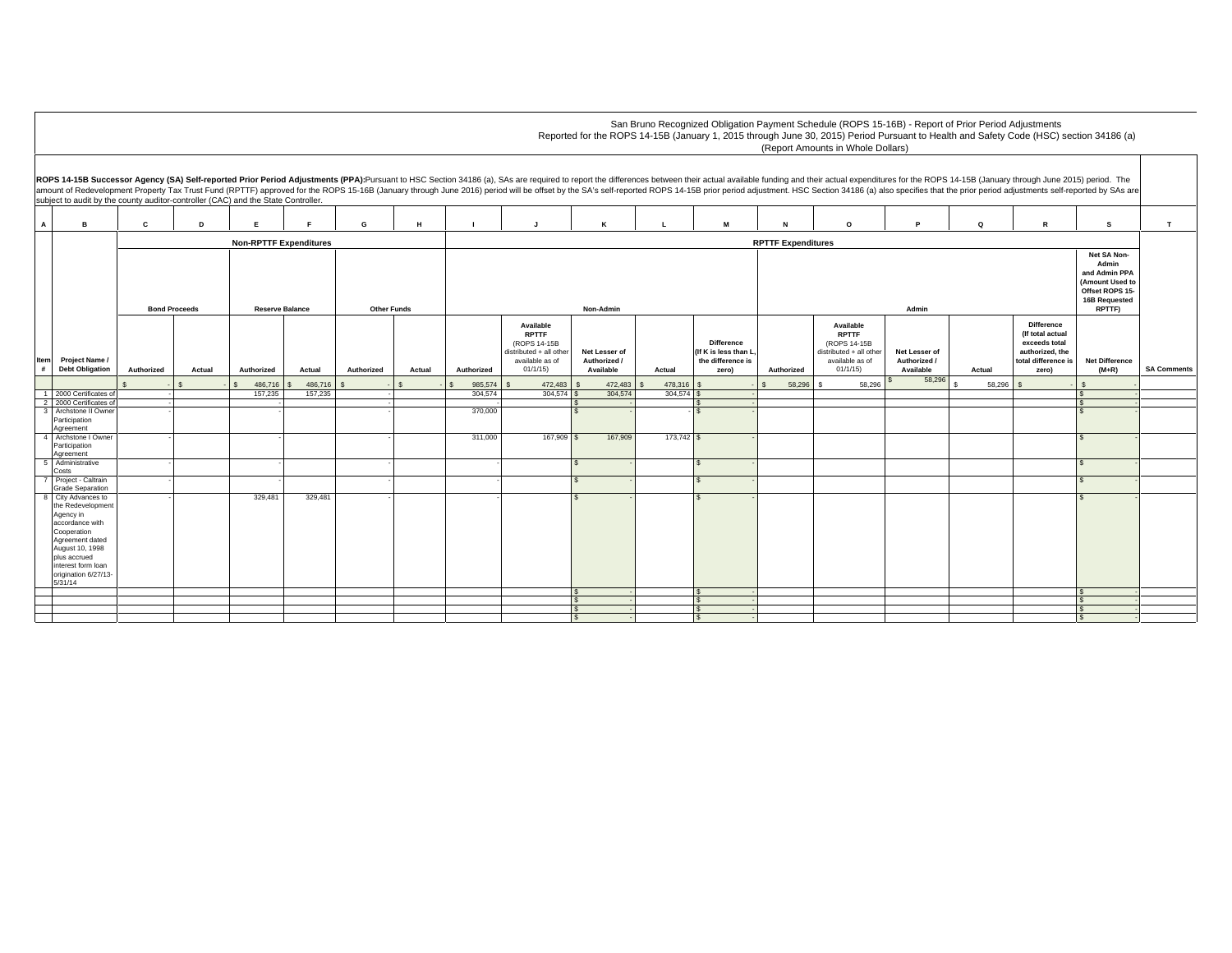San Bruno Recognized Obligation Payment Schedule (ROPS 15-16B) - Report of Prior Period Adjustments

Reported for the ROPS 14-15B (January 1, 2015 through June 30, 2015) Period Pursuant to Health and Safety Code (HSC) section 34186 (a)

(Report Amounts in Whole Dollars)

**ROPS 14-15B Successor Agency (SA) Self-reported Prior Period Adjustments (PPA):** Pursuant to HSC Section 34186 (a), SAs are required to report the differences between their actual available funding and their actual expenditures for the ROPS 14-15B (January through June 2015) period. The amount of Redevelopment Property Tax Trust Fund (RPTTF) approved for the ROPS 15-16B (January through June 2016) period will be offset by the SA's self-reported ROPS 14-15B prior period adjustment. HSC Section 34186 (a) also specifies that the prior period adjustments self-reported by SAs are subject to audit by the county auditor-controller (CAC) and the State Controller.

| A | B | C | D | E | F | G | H | I | J | K | L | M | N | O | P | Q | R | S | T |
|---|---|---|---|---|---|---|---|---|---|---|---|---|---|---|---|---|---|---|---|
| | | Non-RPTTF Expenditures | | | | | | RPTTF Expenditures | | | | | | | | | | | |
| | | Bond Proceeds | | Reserve Balance | | Other Funds | | Non-Admin | | | | | Admin | | | | | Net SA Non-Admin and Admin PPA (Amount Used to Offset ROPS 15-16B Requested RPTTF) | |
| Item # | Project Name / Debt Obligation | Authorized | Actual | Authorized | Actual | Authorized | Actual | Authorized | Available RPTTF (ROPS 14-15B distributed + all other available as of 01/1/15) | Net Lesser of Authorized / Available | Actual | Difference (If K is less than L, the difference is zero) | Authorized | Available RPTTF (ROPS 14-15B distributed + all other available as of 01/1/15) | Net Lesser of Authorized / Available | Actual | Difference (If total actual exceeds total authorized, the total difference is zero) | Net Difference (M+R) | SA Comments |
| | | $ - | $ - | $ 486,716 | $ 486,716 | $ - | $ - | $ 985,574 | $ 472,483 | $ 472,483 | $ 478,316 | $ - | $ 58,296 | $ 58,296 | $ 58,296 | $ 58,296 | $ - | $ - | |
| 1 | 2000 Certificates of | - | | 157,235 | 157,235 | - | | 304,574 | 304,574 | $ 304,574 | 304,574 | $ - | | | | | | $ - | |
| 2 | 2000 Certificates of | - | | - | | - | | - | - | $ - | | $ - | | | | | | $ - | |
| 3 | Archstone II Owner Participation Agreement | - | | - | | - | | 370,000 | | $ - | - | $ - | | | | | | $ - | |
| 4 | Archstone I Owner Participation Agreement | - | | - | | - | | 311,000 | 167,909 | $ 167,909 | 173,742 | $ - | | | | | | $ - | |
| 5 | Administrative Costs | - | | - | | - | | - | | $ - | | $ - | | | | | | $ - | |
| 7 | Project - Caltrain Grade Separation | - | | - | | - | | - | | $ - | | $ - | | | | | | $ - | |
| 8 | City Advances to the Redevelopment Agency in accordance with Cooperation Agreement dated August 10, 1998 plus accrued interest form loan origination 6/27/13-5/31/14 | - | | 329,481 | 329,481 | - | | - | | $ - | | $ - | | | | | | $ - | |
| | | | | | | | | | | $ - | | $ - | | | | | | $ - | |
| | | | | | | | | | | $ - | | $ - | | | | | | $ - | |
| | | | | | | | | | | $ - | | $ - | | | | | | $ - | |
| | | | | | | | | | | $ - | | $ - | | | | | | $ - | |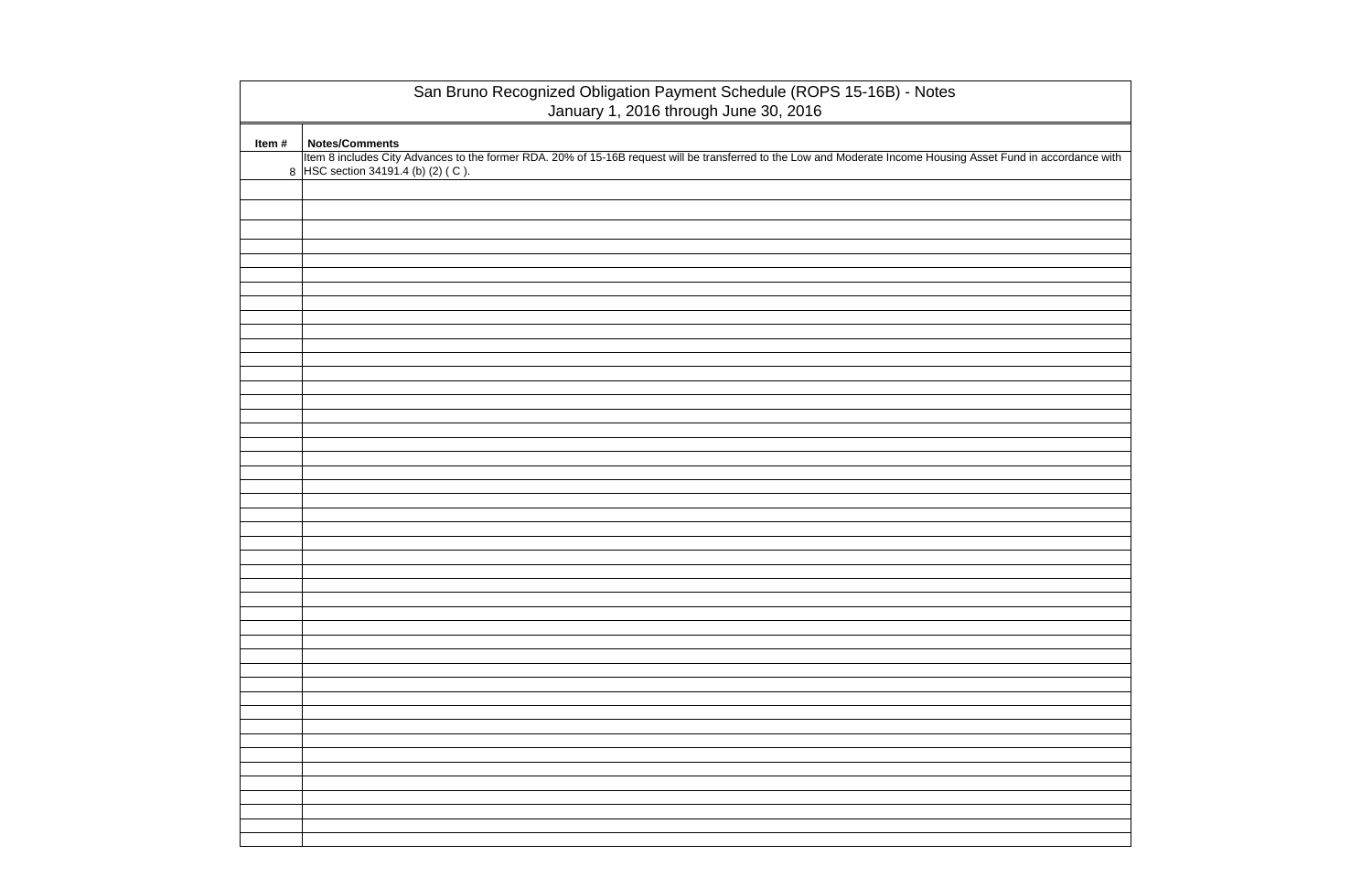# San Bruno Recognized Obligation Payment Schedule (ROPS 15-16B) - Notes

## January 1, 2016 through June 30, 2016

| Item # | Notes/Comments |
|---|---|
| 8 | Item 8 includes City Advances to the former RDA. 20% of 15-16B request will be transferred to the Low and Moderate Income Housing Asset Fund in accordance with HSC section 34191.4 (b) (2) ( C ). |